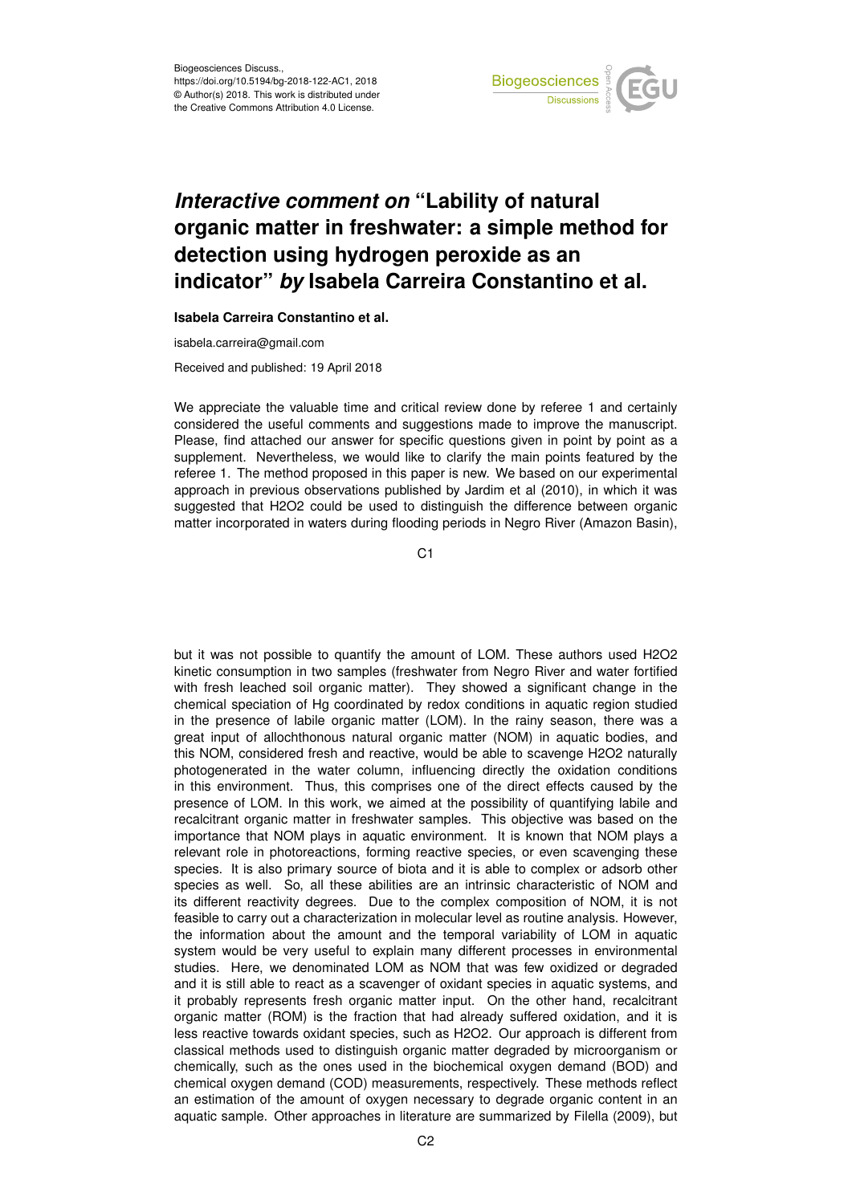Biogeosciences Discuss.,
https://doi.org/10.5194/bg-2018-122-AC1, 2018
© Author(s) 2018. This work is distributed under
the Creative Commons Attribution 4.0 License.

# *Interactive comment on* "Lability of natural organic matter in freshwater: a simple method for detection using hydrogen peroxide as an indicator" *by* Isabela Carreira Constantino et al.

**Isabela Carreira Constantino et al.**

isabela.carreira@gmail.com

Received and published: 19 April 2018

We appreciate the valuable time and critical review done by referee 1 and certainly considered the useful comments and suggestions made to improve the manuscript. Please, find attached our answer for specific questions given in point by point as a supplement. Nevertheless, we would like to clarify the main points featured by the referee 1. The method proposed in this paper is new. We based on our experimental approach in previous observations published by Jardim et al (2010), in which it was suggested that H2O2 could be used to distinguish the difference between organic matter incorporated in waters during flooding periods in Negro River (Amazon Basin), but it was not possible to quantify the amount of LOM. These authors used H2O2 kinetic consumption in two samples (freshwater from Negro River and water fortified with fresh leached soil organic matter). They showed a significant change in the chemical speciation of Hg coordinated by redox conditions in aquatic region studied in the presence of labile organic matter (LOM). In the rainy season, there was a great input of allochthonous natural organic matter (NOM) in aquatic bodies, and this NOM, considered fresh and reactive, would be able to scavenge H2O2 naturally photogenerated in the water column, influencing directly the oxidation conditions in this environment. Thus, this comprises one of the direct effects caused by the presence of LOM. In this work, we aimed at the possibility of quantifying labile and recalcitrant organic matter in freshwater samples. This objective was based on the importance that NOM plays in aquatic environment. It is known that NOM plays a relevant role in photoreactions, forming reactive species, or even scavenging these species. It is also primary source of biota and it is able to complex or adsorb other species as well. So, all these abilities are an intrinsic characteristic of NOM and its different reactivity degrees. Due to the complex composition of NOM, it is not feasible to carry out a characterization in molecular level as routine analysis. However, the information about the amount and the temporal variability of LOM in aquatic system would be very useful to explain many different processes in environmental studies. Here, we denominated LOM as NOM that was few oxidized or degraded and it is still able to react as a scavenger of oxidant species in aquatic systems, and it probably represents fresh organic matter input. On the other hand, recalcitrant organic matter (ROM) is the fraction that had already suffered oxidation, and it is less reactive towards oxidant species, such as H2O2. Our approach is different from classical methods used to distinguish organic matter degraded by microorganism or chemically, such as the ones used in the biochemical oxygen demand (BOD) and chemical oxygen demand (COD) measurements, respectively. These methods reflect an estimation of the amount of oxygen necessary to degrade organic content in an aquatic sample. Other approaches in literature are summarized by Filella (2009), but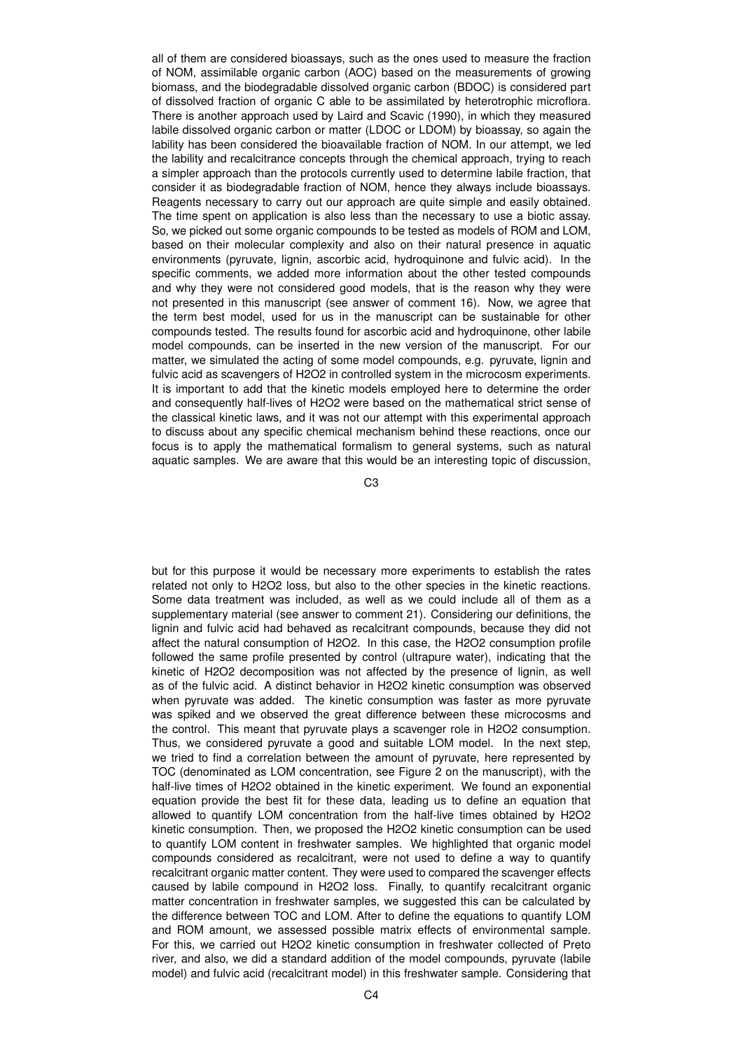all of them are considered bioassays, such as the ones used to measure the fraction of NOM, assimilable organic carbon (AOC) based on the measurements of growing biomass, and the biodegradable dissolved organic carbon (BDOC) is considered part of dissolved fraction of organic C able to be assimilated by heterotrophic microflora. There is another approach used by Laird and Scavic (1990), in which they measured labile dissolved organic carbon or matter (LDOC or LDOM) by bioassay, so again the lability has been considered the bioavailable fraction of NOM. In our attempt, we led the lability and recalcitrance concepts through the chemical approach, trying to reach a simpler approach than the protocols currently used to determine labile fraction, that consider it as biodegradable fraction of NOM, hence they always include bioassays. Reagents necessary to carry out our approach are quite simple and easily obtained. The time spent on application is also less than the necessary to use a biotic assay. So, we picked out some organic compounds to be tested as models of ROM and LOM, based on their molecular complexity and also on their natural presence in aquatic environments (pyruvate, lignin, ascorbic acid, hydroquinone and fulvic acid). In the specific comments, we added more information about the other tested compounds and why they were not considered good models, that is the reason why they were not presented in this manuscript (see answer of comment 16). Now, we agree that the term best model, used for us in the manuscript can be sustainable for other compounds tested. The results found for ascorbic acid and hydroquinone, other labile model compounds, can be inserted in the new version of the manuscript. For our matter, we simulated the acting of some model compounds, e.g. pyruvate, lignin and fulvic acid as scavengers of $H_2O_2$ in controlled system in the microcosm experiments. It is important to add that the kinetic models employed here to determine the order and consequently half-lives of $H_2O_2$ were based on the mathematical strict sense of the classical kinetic laws, and it was not our attempt with this experimental approach to discuss about any specific chemical mechanism behind these reactions, once our focus is to apply the mathematical formalism to general systems, such as natural aquatic samples. We are aware that this would be an interesting topic of discussion, but for this purpose it would be necessary more experiments to establish the rates related not only to $H_2O_2$ loss, but also to the other species in the kinetic reactions. Some data treatment was included, as well as we could include all of them as a supplementary material (see answer to comment 21). Considering our definitions, the lignin and fulvic acid had behaved as recalcitrant compounds, because they did not affect the natural consumption of $H_2O_2$. In this case, the $H_2O_2$ consumption profile followed the same profile presented by control (ultrapure water), indicating that the kinetic of $H_2O_2$ decomposition was not affected by the presence of lignin, as well as of the fulvic acid. A distinct behavior in $H_2O_2$ kinetic consumption was observed when pyruvate was added. The kinetic consumption was faster as more pyruvate was spiked and we observed the great difference between these microcosms and the control. This meant that pyruvate plays a scavenger role in $H_2O_2$ consumption. Thus, we considered pyruvate a good and suitable LOM model. In the next step, we tried to find a correlation between the amount of pyruvate, here represented by TOC (denominated as LOM concentration, see Figure 2 on the manuscript), with the half-live times of $H_2O_2$ obtained in the kinetic experiment. We found an exponential equation provide the best fit for these data, leading us to define an equation that allowed to quantify LOM concentration from the half-live times obtained by $H_2O_2$ kinetic consumption. Then, we proposed the $H_2O_2$ kinetic consumption can be used to quantify LOM content in freshwater samples. We highlighted that organic model compounds considered as recalcitrant, were not used to define a way to quantify recalcitrant organic matter content. They were used to compared the scavenger effects caused by labile compound in $H_2O_2$ loss. Finally, to quantify recalcitrant organic matter concentration in freshwater samples, we suggested this can be calculated by the difference between TOC and LOM. After to define the equations to quantify LOM and ROM amount, we assessed possible matrix effects of environmental sample. For this, we carried out $H_2O_2$ kinetic consumption in freshwater collected of Preto river, and also, we did a standard addition of the model compounds, pyruvate (labile model) and fulvic acid (recalcitrant model) in this freshwater sample. Considering that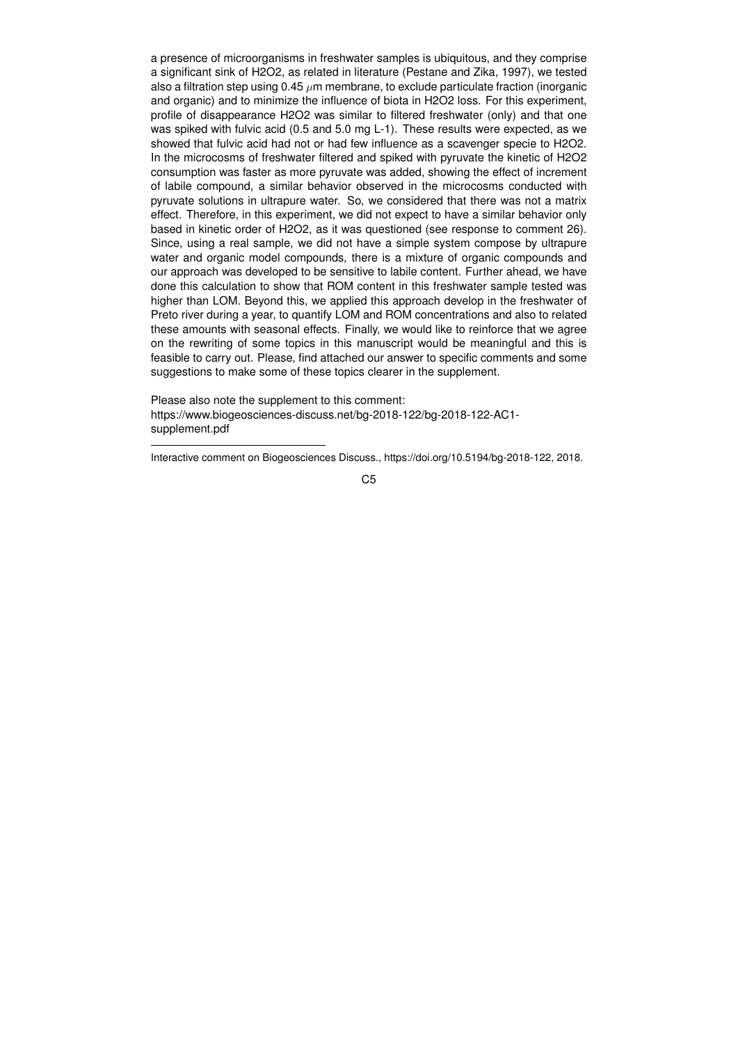a presence of microorganisms in freshwater samples is ubiquitous, and they comprise a significant sink of $H_2O_2$, as related in literature (Pestane and Zika, 1997), we tested also a filtration step using 0.45 $\mu$m membrane, to exclude particulate fraction (inorganic and organic) and to minimize the influence of biota in $H_2O_2$ loss. For this experiment, profile of disappearance $H_2O_2$ was similar to filtered freshwater (only) and that one was spiked with fulvic acid (0.5 and 5.0 mg $L^{-1}$). These results were expected, as we showed that fulvic acid had not or had few influence as a scavenger specie to $H_2O_2$. In the microcosms of freshwater filtered and spiked with pyruvate the kinetic of $H_2O_2$ consumption was faster as more pyruvate was added, showing the effect of increment of labile compound, a similar behavior observed in the microcosms conducted with pyruvate solutions in ultrapure water. So, we considered that there was not a matrix effect. Therefore, in this experiment, we did not expect to have a similar behavior only based in kinetic order of $H_2O_2$, as it was questioned (see response to comment 26). Since, using a real sample, we did not have a simple system compose by ultrapure water and organic model compounds, there is a mixture of organic compounds and our approach was developed to be sensitive to labile content. Further ahead, we have done this calculation to show that ROM content in this freshwater sample tested was higher than LOM. Beyond this, we applied this approach develop in the freshwater of Preto river during a year, to quantify LOM and ROM concentrations and also to related these amounts with seasonal effects. Finally, we would like to reinforce that we agree on the rewriting of some topics in this manuscript would be meaningful and this is feasible to carry out. Please, find attached our answer to specific comments and some suggestions to make some of these topics clearer in the supplement.

Please also note the supplement to this comment:
https://www.biogeosciences-discuss.net/bg-2018-122/bg-2018-122-AC1-supplement.pdf

---

Interactive comment on Biogeosciences Discuss., https://doi.org/10.5194/bg-2018-122, 2018.